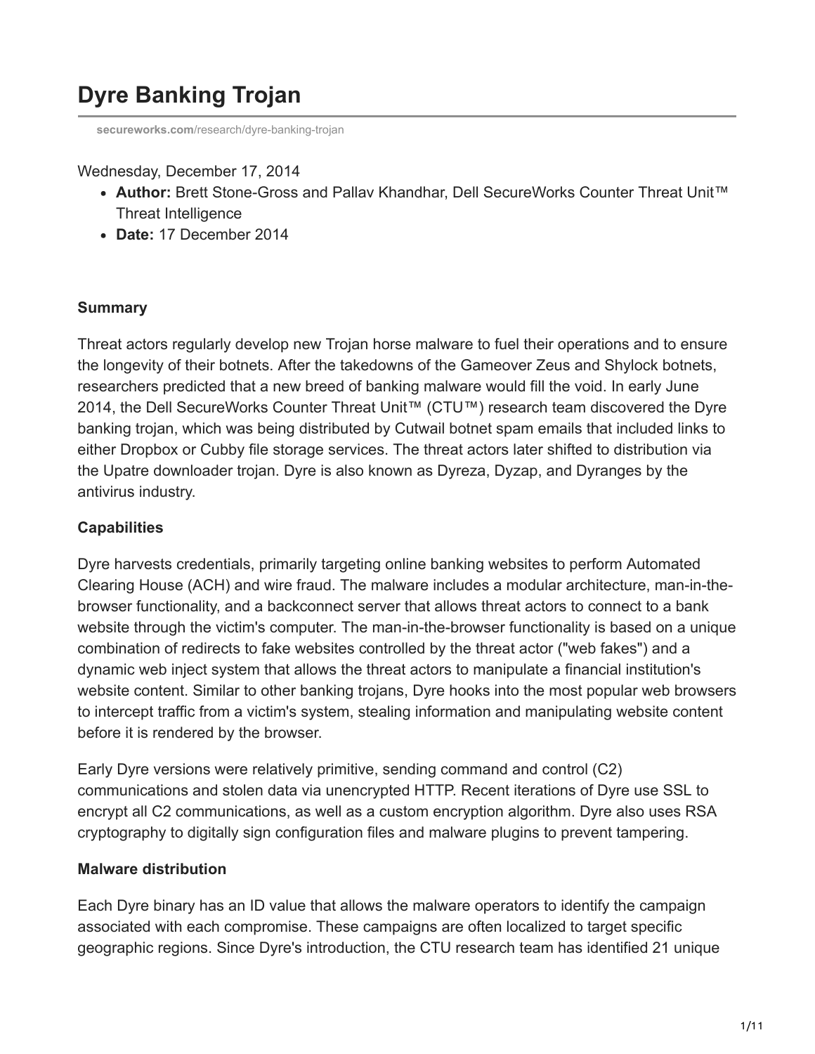# Dyre Banking Trojan

secureworks.com/research/dyre-banking-trojan

Wednesday, December 17, 2014

- **Author:** Brett Stone-Gross and Pallav Khandhar, Dell SecureWorks Counter Threat Unit™ Threat Intelligence
- **Date:** 17 December 2014

**Summary**

Threat actors regularly develop new Trojan horse malware to fuel their operations and to ensure the longevity of their botnets. After the takedowns of the Gameover Zeus and Shylock botnets, researchers predicted that a new breed of banking malware would fill the void. In early June 2014, the Dell SecureWorks Counter Threat Unit™ (CTU™) research team discovered the Dyre banking trojan, which was being distributed by Cutwail botnet spam emails that included links to either Dropbox or Cubby file storage services. The threat actors later shifted to distribution via the Upatre downloader trojan. Dyre is also known as Dyreza, Dyzap, and Dyranges by the antivirus industry.

**Capabilities**

Dyre harvests credentials, primarily targeting online banking websites to perform Automated Clearing House (ACH) and wire fraud. The malware includes a modular architecture, man-in-the-browser functionality, and a backconnect server that allows threat actors to connect to a bank website through the victim's computer. The man-in-the-browser functionality is based on a unique combination of redirects to fake websites controlled by the threat actor ("web fakes") and a dynamic web inject system that allows the threat actors to manipulate a financial institution's website content. Similar to other banking trojans, Dyre hooks into the most popular web browsers to intercept traffic from a victim's system, stealing information and manipulating website content before it is rendered by the browser.

Early Dyre versions were relatively primitive, sending command and control (C2) communications and stolen data via unencrypted HTTP. Recent iterations of Dyre use SSL to encrypt all C2 communications, as well as a custom encryption algorithm. Dyre also uses RSA cryptography to digitally sign configuration files and malware plugins to prevent tampering.

**Malware distribution**

Each Dyre binary has an ID value that allows the malware operators to identify the campaign associated with each compromise. These campaigns are often localized to target specific geographic regions. Since Dyre's introduction, the CTU research team has identified 21 unique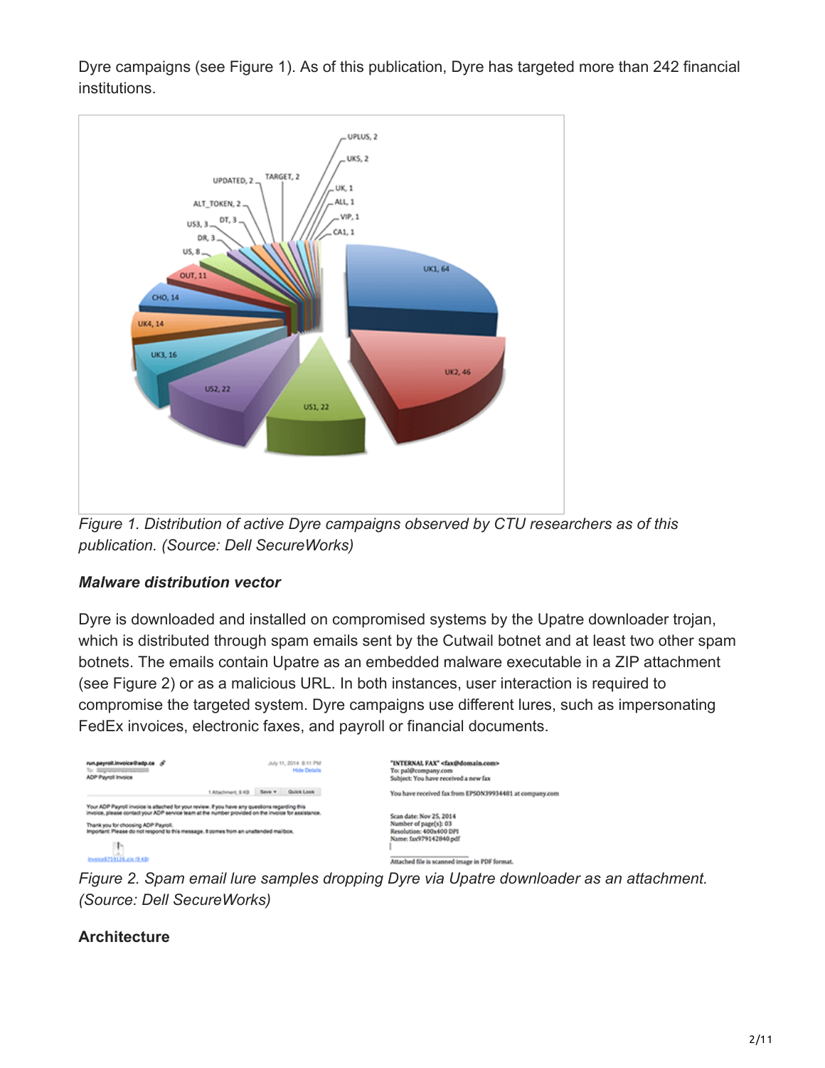Dyre campaigns (see Figure 1). As of this publication, Dyre has targeted more than 242 financial institutions.

*Figure 1. Distribution of active Dyre campaigns observed by CTU researchers as of this publication. (Source: Dell SecureWorks)*

***Malware distribution vector***

Dyre is downloaded and installed on compromised systems by the Upatre downloader trojan, which is distributed through spam emails sent by the Cutwail botnet and at least two other spam botnets. The emails contain Upatre as an embedded malware executable in a ZIP attachment (see Figure 2) or as a malicious URL. In both instances, user interaction is required to compromise the targeted system. Dyre campaigns use different lures, such as impersonating FedEx invoices, electronic faxes, and payroll or financial documents.

*Figure 2. Spam email lure samples dropping Dyre via Upatre downloader as an attachment. (Source: Dell SecureWorks)*

**Architecture**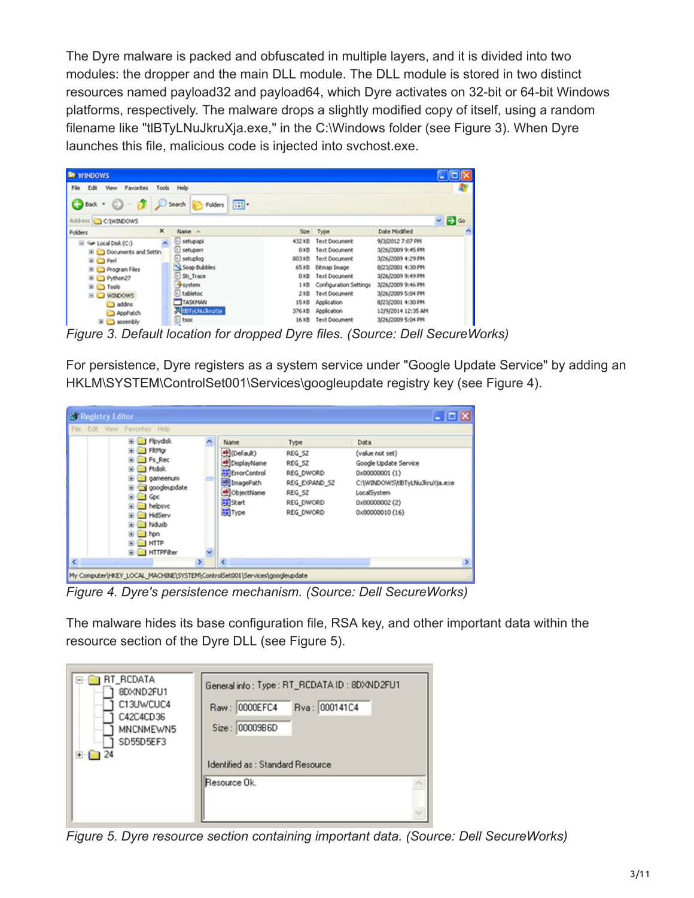The Dyre malware is packed and obfuscated in multiple layers, and it is divided into two modules: the dropper and the main DLL module. The DLL module is stored in two distinct resources named payload32 and payload64, which Dyre activates on 32-bit or 64-bit Windows platforms, respectively. The malware drops a slightly modified copy of itself, using a random filename like "tIBTyLNuJkruXja.exe," in the C:\Windows folder (see Figure 3). When Dyre launches this file, malicious code is injected into svchost.exe.

*Figure 3. Default location for dropped Dyre files. (Source: Dell SecureWorks)*

For persistence, Dyre registers as a system service under "Google Update Service" by adding an HKLM\SYSTEM\ControlSet001\Services\googleupdate registry key (see Figure 4).

*Figure 4. Dyre's persistence mechanism. (Source: Dell SecureWorks)*

The malware hides its base configuration file, RSA key, and other important data within the resource section of the Dyre DLL (see Figure 5).

*Figure 5. Dyre resource section containing important data. (Source: Dell SecureWorks)*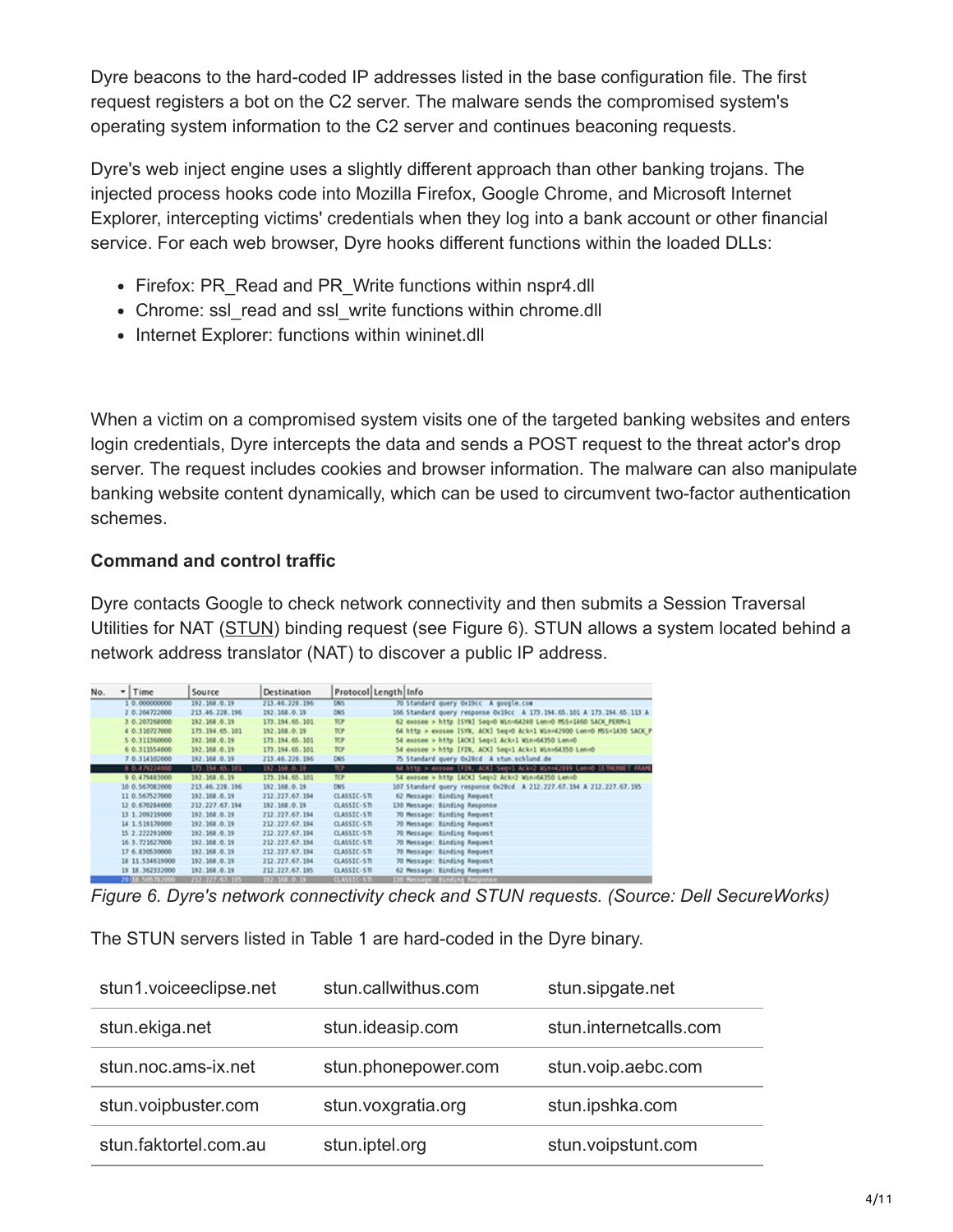Dyre beacons to the hard-coded IP addresses listed in the base configuration file. The first request registers a bot on the C2 server. The malware sends the compromised system's operating system information to the C2 server and continues beaconing requests.

Dyre's web inject engine uses a slightly different approach than other banking trojans. The injected process hooks code into Mozilla Firefox, Google Chrome, and Microsoft Internet Explorer, intercepting victims' credentials when they log into a bank account or other financial service. For each web browser, Dyre hooks different functions within the loaded DLLs:

- Firefox: PR_Read and PR_Write functions within nspr4.dll
- Chrome: ssl_read and ssl_write functions within chrome.dll
- Internet Explorer: functions within wininet.dll

When a victim on a compromised system visits one of the targeted banking websites and enters login credentials, Dyre intercepts the data and sends a POST request to the threat actor's drop server. The request includes cookies and browser information. The malware can also manipulate banking website content dynamically, which can be used to circumvent two-factor authentication schemes.

**Command and control traffic**

Dyre contacts Google to check network connectivity and then submits a Session Traversal Utilities for NAT (STUN) binding request (see Figure 6). STUN allows a system located behind a network address translator (NAT) to discover a public IP address.

*Figure 6. Dyre's network connectivity check and STUN requests. (Source: Dell SecureWorks)*

The STUN servers listed in Table 1 are hard-coded in the Dyre binary.

| stun1.voiceeclipse.net | stun.callwithus.com | stun.sipgate.net |
|---|---|---|
| stun.ekiga.net | stun.ideasip.com | stun.internetcalls.com |
| stun.noc.ams-ix.net | stun.phonepower.com | stun.voip.aebc.com |
| stun.voipbuster.com | stun.voxgratia.org | stun.ipshka.com |
| stun.faktortel.com.au | stun.iptel.org | stun.voipstunt.com |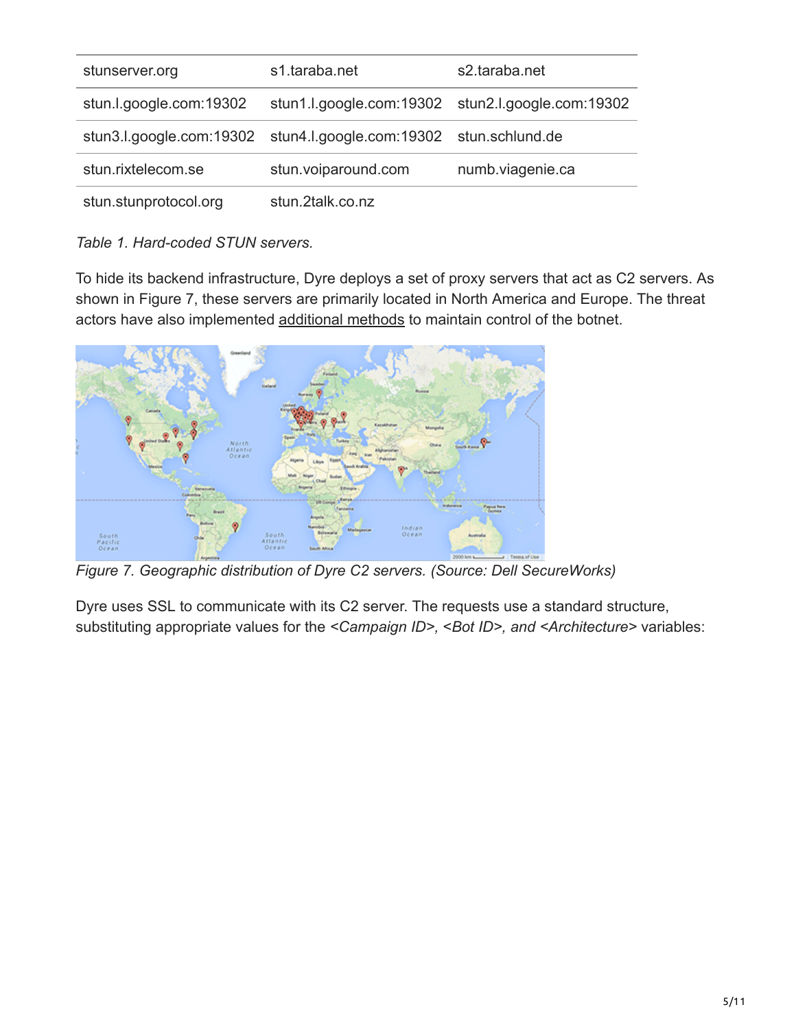| | | |
|---|---|---|
| stunserver.org | s1.taraba.net | s2.taraba.net |
| stun.l.google.com:19302 | stun1.l.google.com:19302 | stun2.l.google.com:19302 |
| stun3.l.google.com:19302 | stun4.l.google.com:19302 | stun.schlund.de |
| stun.rixtelecom.se | stun.voiparound.com | numb.viagenie.ca |
| stun.stunprotocol.org | stun.2talk.co.nz | |

*Table 1. Hard-coded STUN servers.*

To hide its backend infrastructure, Dyre deploys a set of proxy servers that act as C2 servers. As shown in Figure 7, these servers are primarily located in North America and Europe. The threat actors have also implemented additional methods to maintain control of the botnet.

*Figure 7. Geographic distribution of Dyre C2 servers. (Source: Dell SecureWorks)*

Dyre uses SSL to communicate with its C2 server. The requests use a standard structure, substituting appropriate values for the *<Campaign ID>, <Bot ID>, and <Architecture>* variables: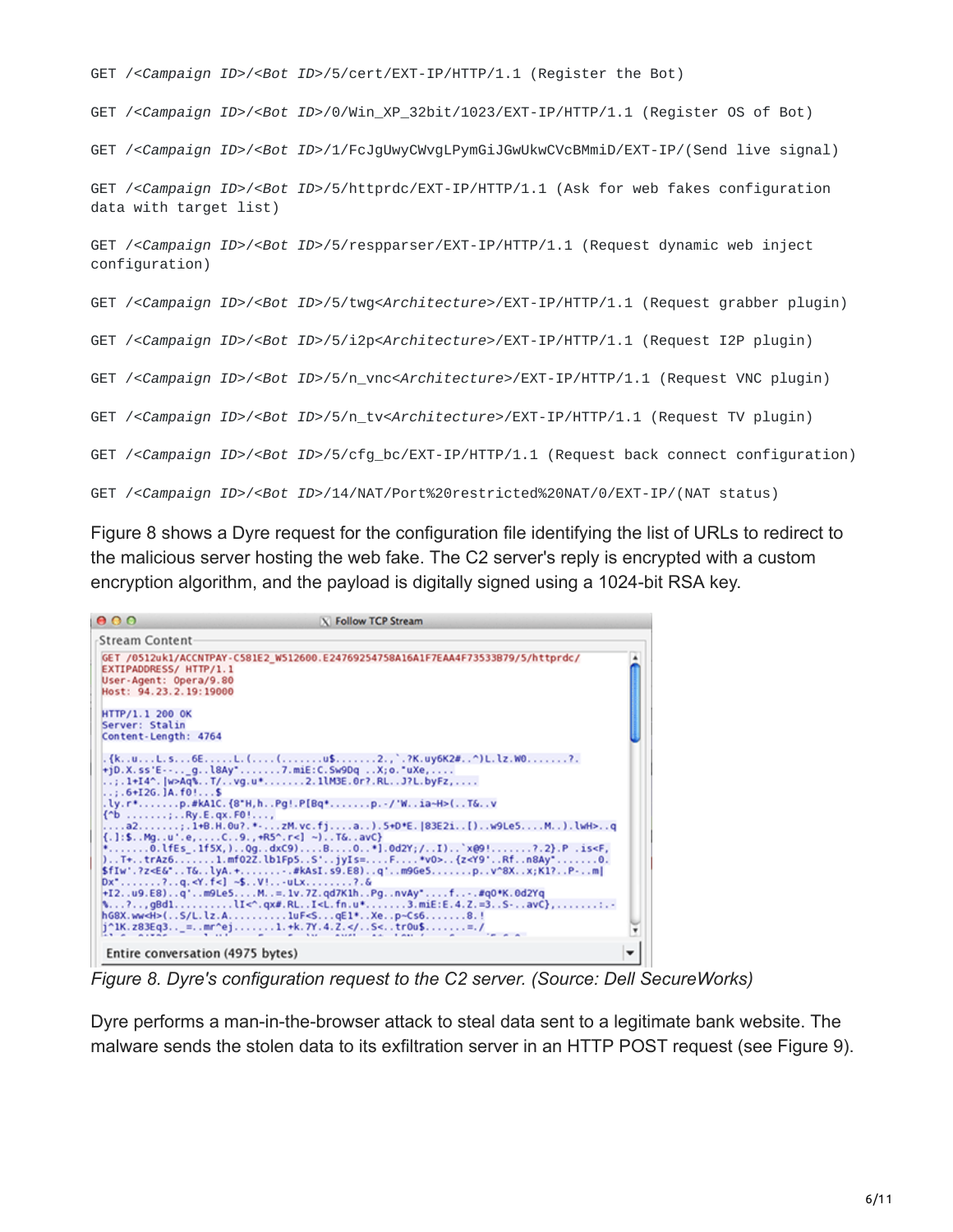```
GET /<Campaign ID>/<Bot ID>/5/cert/EXT-IP/HTTP/1.1 (Register the Bot)

GET /<Campaign ID>/<Bot ID>/0/Win_XP_32bit/1023/EXT-IP/HTTP/1.1 (Register OS of Bot)

GET /<Campaign ID>/<Bot ID>/1/FcJgUwyCWvgLPymGiJGwUkwCVcBMmiD/EXT-IP/(Send live signal)

GET /<Campaign ID>/<Bot ID>/5/httprdc/EXT-IP/HTTP/1.1 (Ask for web fakes configuration
data with target list)

GET /<Campaign ID>/<Bot ID>/5/respparser/EXT-IP/HTTP/1.1 (Request dynamic web inject
configuration)

GET /<Campaign ID>/<Bot ID>/5/twg<Architecture>/EXT-IP/HTTP/1.1 (Request grabber plugin)

GET /<Campaign ID>/<Bot ID>/5/i2p<Architecture>/EXT-IP/HTTP/1.1 (Request I2P plugin)

GET /<Campaign ID>/<Bot ID>/5/n_vnc<Architecture>/EXT-IP/HTTP/1.1 (Request VNC plugin)

GET /<Campaign ID>/<Bot ID>/5/n_tv<Architecture>/EXT-IP/HTTP/1.1 (Request TV plugin)

GET /<Campaign ID>/<Bot ID>/5/cfg_bc/EXT-IP/HTTP/1.1 (Request back connect configuration)

GET /<Campaign ID>/<Bot ID>/14/NAT/Port%20restricted%20NAT/0/EXT-IP/(NAT status)
```

Figure 8 shows a Dyre request for the configuration file identifying the list of URLs to redirect to the malicious server hosting the web fake. The C2 server's reply is encrypted with a custom encryption algorithm, and the payload is digitally signed using a 1024-bit RSA key.

```
GET /0512uk1/ACCNTPAY-C581E2_W512600.E24769254758A16A1F7EAA4F73533B79/5/httprdc/
EXTIPADDRESS/ HTTP/1.1
User-Agent: Opera/9.80
Host: 94.23.2.19:19000

HTTP/1.1 200 OK
Server: Stalin
Content-Length: 4764
```

*Figure 8. Dyre's configuration request to the C2 server. (Source: Dell SecureWorks)*

Dyre performs a man-in-the-browser attack to steal data sent to a legitimate bank website. The malware sends the stolen data to its exfiltration server in an HTTP POST request (see Figure 9).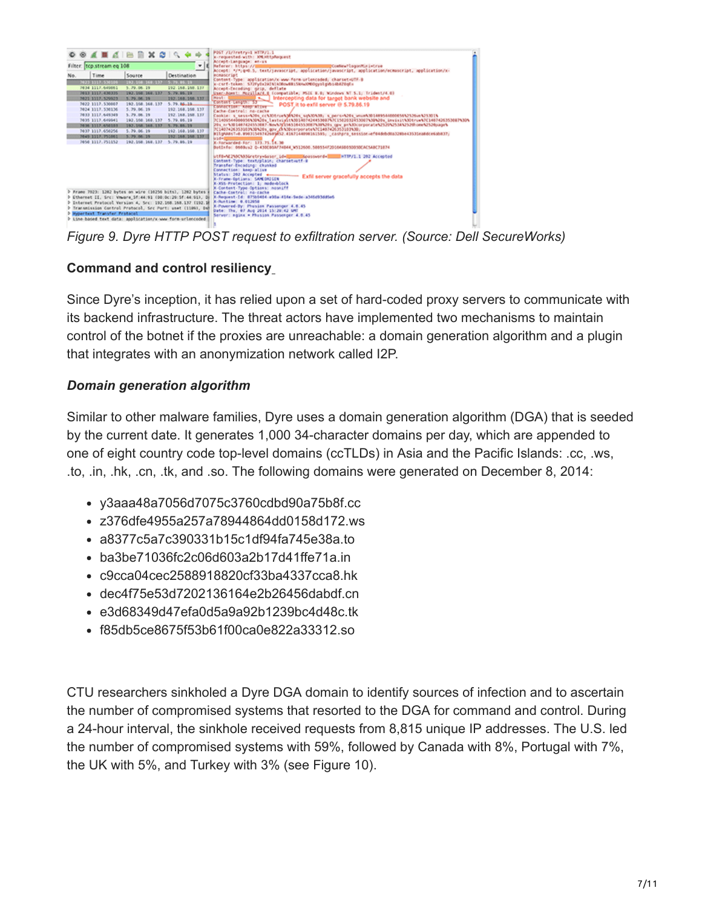Figure 9. Dyre HTTP POST request to exfiltration server. (Source: Dell SecureWorks)

**Command and control resiliency**

Since Dyre's inception, it has relied upon a set of hard-coded proxy servers to communicate with its backend infrastructure. The threat actors have implemented two mechanisms to maintain control of the botnet if the proxies are unreachable: a domain generation algorithm and a plugin that integrates with an anonymization network called I2P.

***Domain generation algorithm***

Similar to other malware families, Dyre uses a domain generation algorithm (DGA) that is seeded by the current date. It generates 1,000 34-character domains per day, which are appended to one of eight country code top-level domains (ccTLDs) in Asia and the Pacific Islands: .cc, .ws, .to, .in, .hk, .cn, .tk, and .so. The following domains were generated on December 8, 2014:

- y3aaa48a7056d7075c3760cdbd90a75b8f.cc
- z376dfe4955a257a78944864dd0158d172.ws
- a8377c5a7c390331b15c1df94fa745e38a.to
- ba3be71036fc2c06d603a2b17d41ffe71a.in
- c9cca04cec2588918820cf33ba4337cca8.hk
- dec4f75e53d7202136164e2b26456dabdf.cn
- e3d68349d47efa0d5a9a92b1239bc4d48c.tk
- f85db5ce8675f53b61f00ca0e822a33312.so

CTU researchers sinkholed a Dyre DGA domain to identify sources of infection and to ascertain the number of compromised systems that resorted to the DGA for command and control. During a 24-hour interval, the sinkhole received requests from 8,815 unique IP addresses. The U.S. led the number of compromised systems with 59%, followed by Canada with 8%, Portugal with 7%, the UK with 5%, and Turkey with 3% (see Figure 10).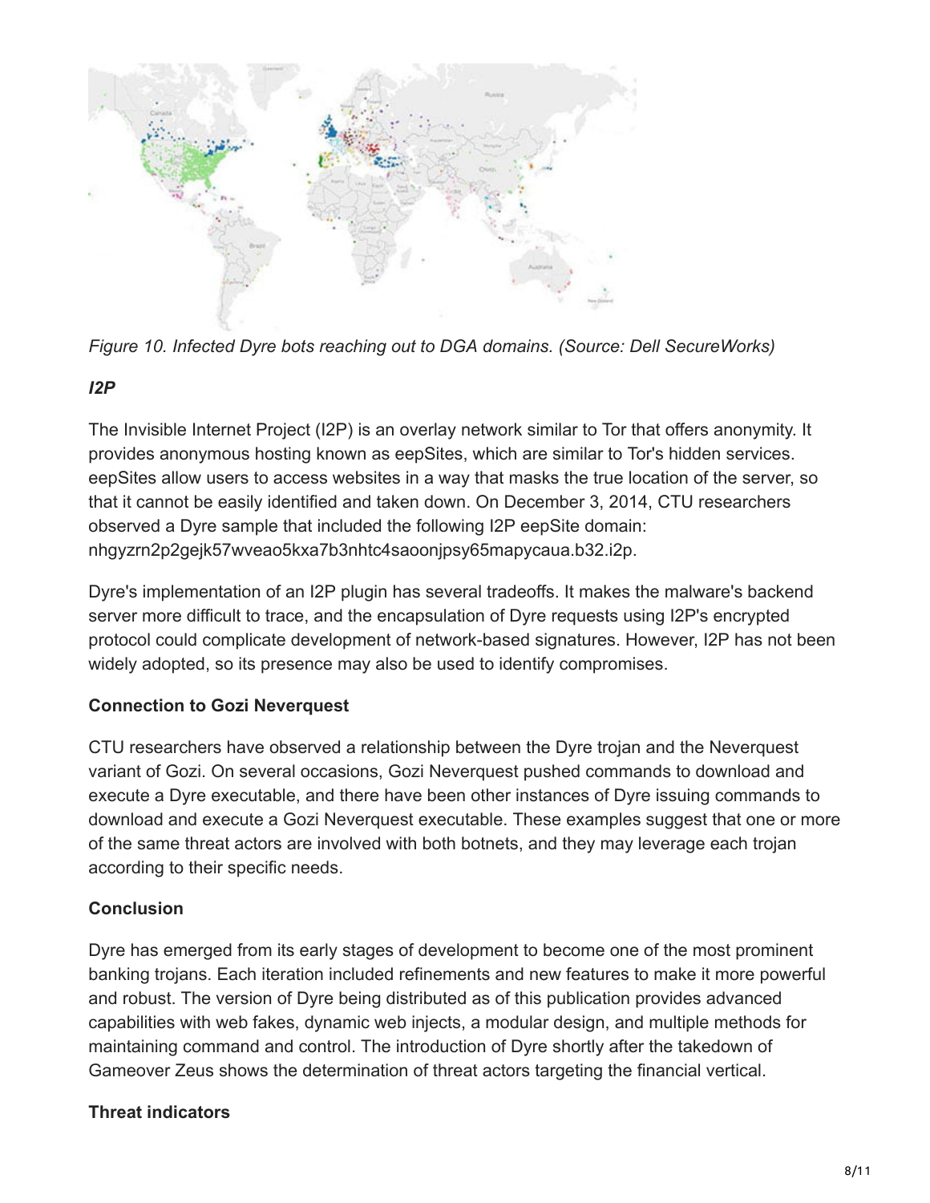*Figure 10. Infected Dyre bots reaching out to DGA domains. (Source: Dell SecureWorks)*

### *I2P*

The Invisible Internet Project (I2P) is an overlay network similar to Tor that offers anonymity. It provides anonymous hosting known as eepSites, which are similar to Tor's hidden services. eepSites allow users to access websites in a way that masks the true location of the server, so that it cannot be easily identified and taken down. On December 3, 2014, CTU researchers observed a Dyre sample that included the following I2P eepSite domain: nhgyzrn2p2gejk57wveao5kxa7b3nhtc4saoonjpsy65mapycaua.b32.i2p.

Dyre's implementation of an I2P plugin has several tradeoffs. It makes the malware's backend server more difficult to trace, and the encapsulation of Dyre requests using I2P's encrypted protocol could complicate development of network-based signatures. However, I2P has not been widely adopted, so its presence may also be used to identify compromises.

### Connection to Gozi Neverquest

CTU researchers have observed a relationship between the Dyre trojan and the Neverquest variant of Gozi. On several occasions, Gozi Neverquest pushed commands to download and execute a Dyre executable, and there have been other instances of Dyre issuing commands to download and execute a Gozi Neverquest executable. These examples suggest that one or more of the same threat actors are involved with both botnets, and they may leverage each trojan according to their specific needs.

### Conclusion

Dyre has emerged from its early stages of development to become one of the most prominent banking trojans. Each iteration included refinements and new features to make it more powerful and robust. The version of Dyre being distributed as of this publication provides advanced capabilities with web fakes, dynamic web injects, a modular design, and multiple methods for maintaining command and control. The introduction of Dyre shortly after the takedown of Gameover Zeus shows the determination of threat actors targeting the financial vertical.

### Threat indicators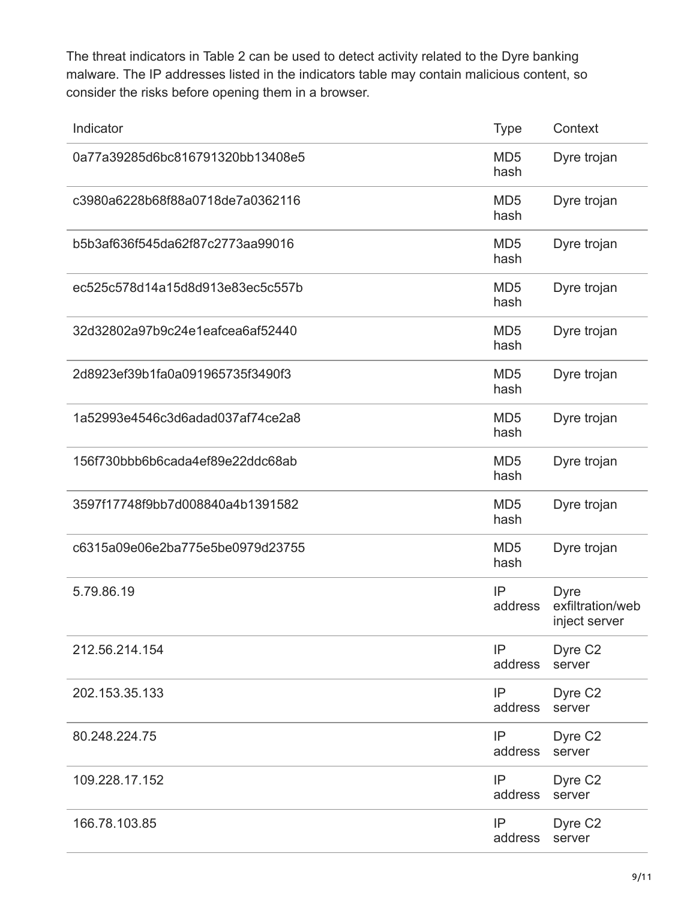The threat indicators in Table 2 can be used to detect activity related to the Dyre banking malware. The IP addresses listed in the indicators table may contain malicious content, so consider the risks before opening them in a browser.

| Indicator | Type | Context |
| --- | --- | --- |
| 0a77a39285d6bc816791320bb13408e5 | MD5 hash | Dyre trojan |
| c3980a6228b68f88a0718de7a0362116 | MD5 hash | Dyre trojan |
| b5b3af636f545da62f87c2773aa99016 | MD5 hash | Dyre trojan |
| ec525c578d14a15d8d913e83ec5c557b | MD5 hash | Dyre trojan |
| 32d32802a97b9c24e1eafcea6af52440 | MD5 hash | Dyre trojan |
| 2d8923ef39b1fa0a091965735f3490f3 | MD5 hash | Dyre trojan |
| 1a52993e4546c3d6adad037af74ce2a8 | MD5 hash | Dyre trojan |
| 156f730bbb6b6cada4ef89e22ddc68ab | MD5 hash | Dyre trojan |
| 3597f17748f9bb7d008840a4b1391582 | MD5 hash | Dyre trojan |
| c6315a09e06e2ba775e5be0979d23755 | MD5 hash | Dyre trojan |
| 5.79.86.19 | IP address | Dyre exfiltration/web inject server |
| 212.56.214.154 | IP address | Dyre C2 server |
| 202.153.35.133 | IP address | Dyre C2 server |
| 80.248.224.75 | IP address | Dyre C2 server |
| 109.228.17.152 | IP address | Dyre C2 server |
| 166.78.103.85 | IP address | Dyre C2 server |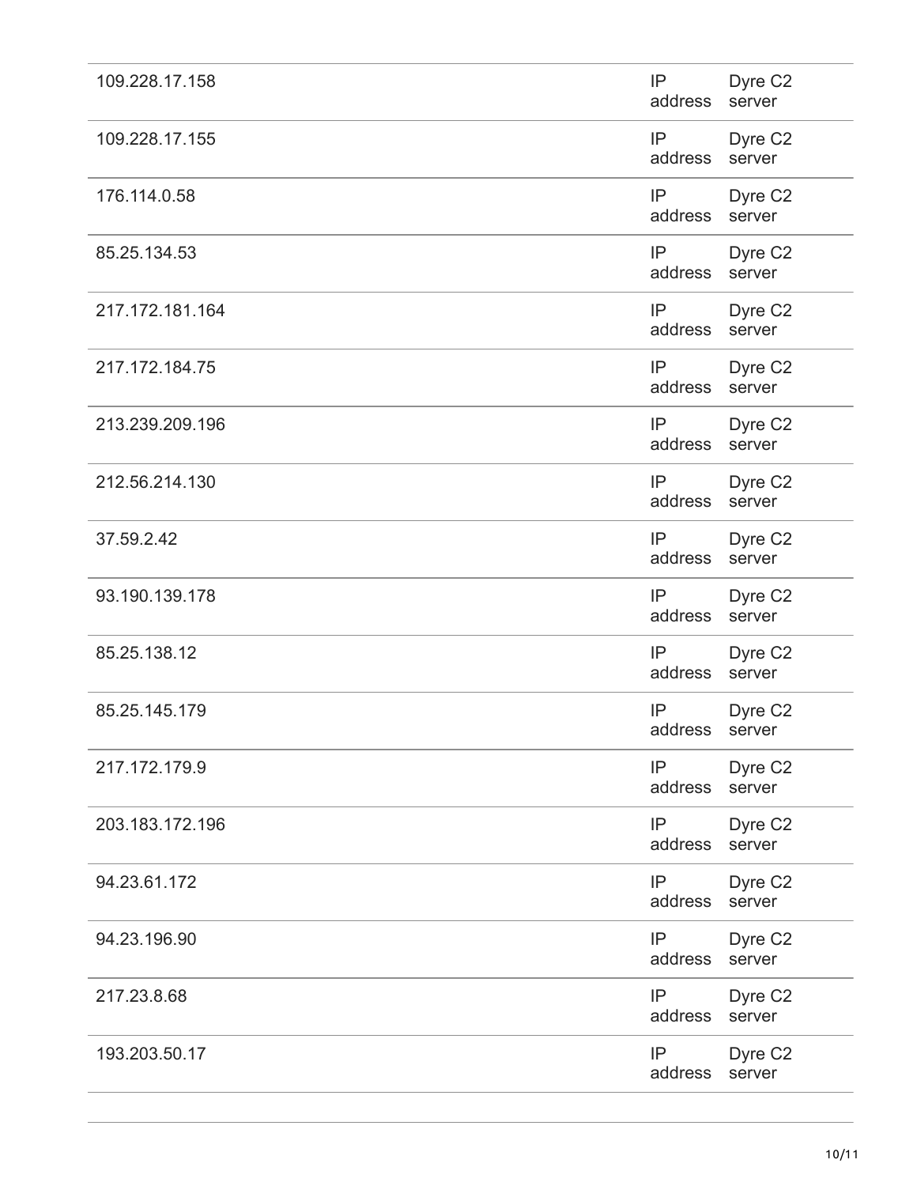| | | |
|---|---|---|
| 109.228.17.158 | IP address | Dyre C2 server |
| 109.228.17.155 | IP address | Dyre C2 server |
| 176.114.0.58 | IP address | Dyre C2 server |
| 85.25.134.53 | IP address | Dyre C2 server |
| 217.172.181.164 | IP address | Dyre C2 server |
| 217.172.184.75 | IP address | Dyre C2 server |
| 213.239.209.196 | IP address | Dyre C2 server |
| 212.56.214.130 | IP address | Dyre C2 server |
| 37.59.2.42 | IP address | Dyre C2 server |
| 93.190.139.178 | IP address | Dyre C2 server |
| 85.25.138.12 | IP address | Dyre C2 server |
| 85.25.145.179 | IP address | Dyre C2 server |
| 217.172.179.9 | IP address | Dyre C2 server |
| 203.183.172.196 | IP address | Dyre C2 server |
| 94.23.61.172 | IP address | Dyre C2 server |
| 94.23.196.90 | IP address | Dyre C2 server |
| 217.23.8.68 | IP address | Dyre C2 server |
| 193.203.50.17 | IP address | Dyre C2 server |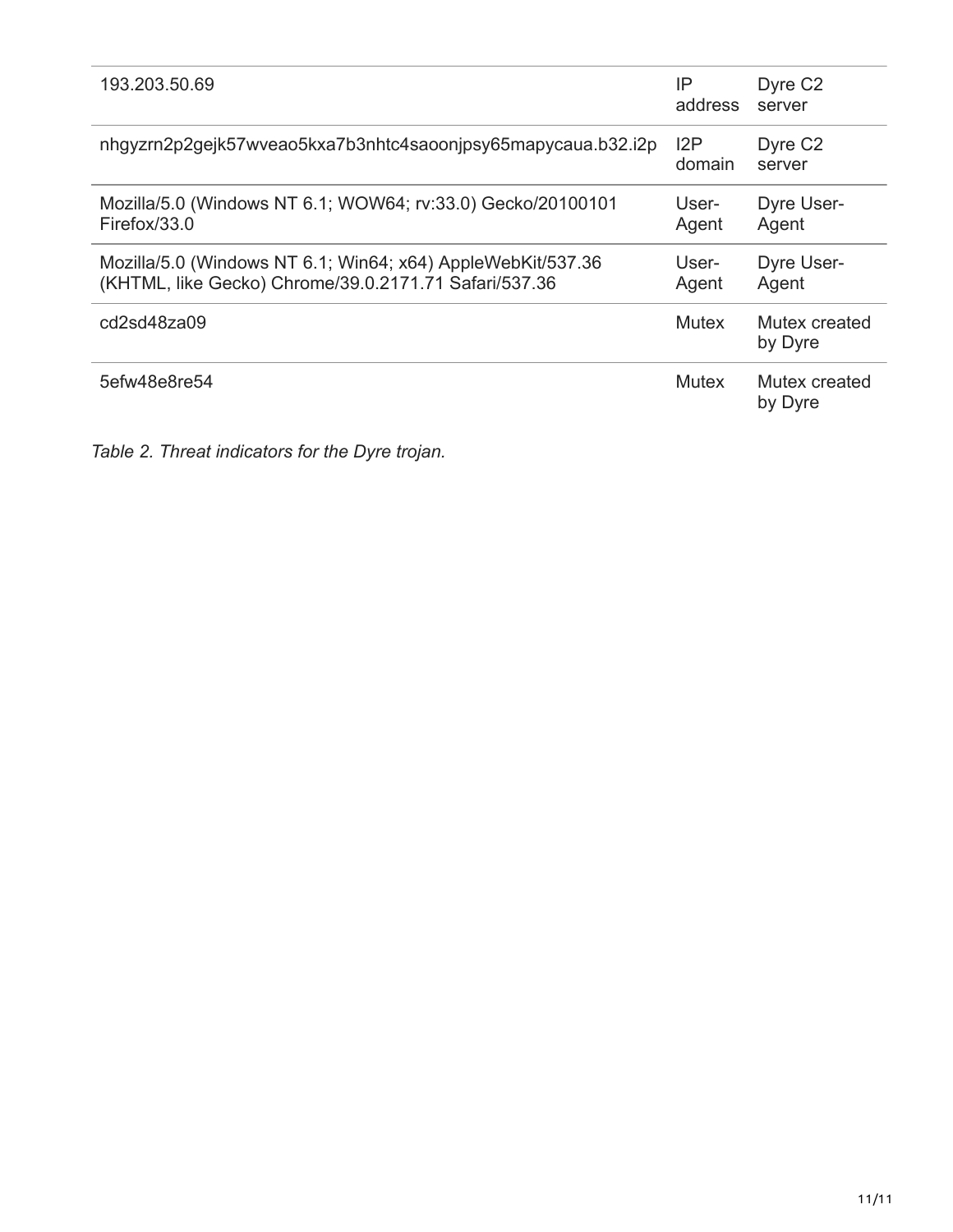| | | |
|---|---|---|
| 193.203.50.69 | IP address | Dyre C2 server |
| nhgyzrn2p2gejk57wveao5kxa7b3nhtc4saoonjpsy65mapycaua.b32.i2p | I2P domain | Dyre C2 server |
| Mozilla/5.0 (Windows NT 6.1; WOW64; rv:33.0) Gecko/20100101 Firefox/33.0 | User-Agent | Dyre User-Agent |
| Mozilla/5.0 (Windows NT 6.1; Win64; x64) AppleWebKit/537.36 (KHTML, like Gecko) Chrome/39.0.2171.71 Safari/537.36 | User-Agent | Dyre User-Agent |
| cd2sd48za09 | Mutex | Mutex created by Dyre |
| 5efw48e8re54 | Mutex | Mutex created by Dyre |

*Table 2. Threat indicators for the Dyre trojan.*